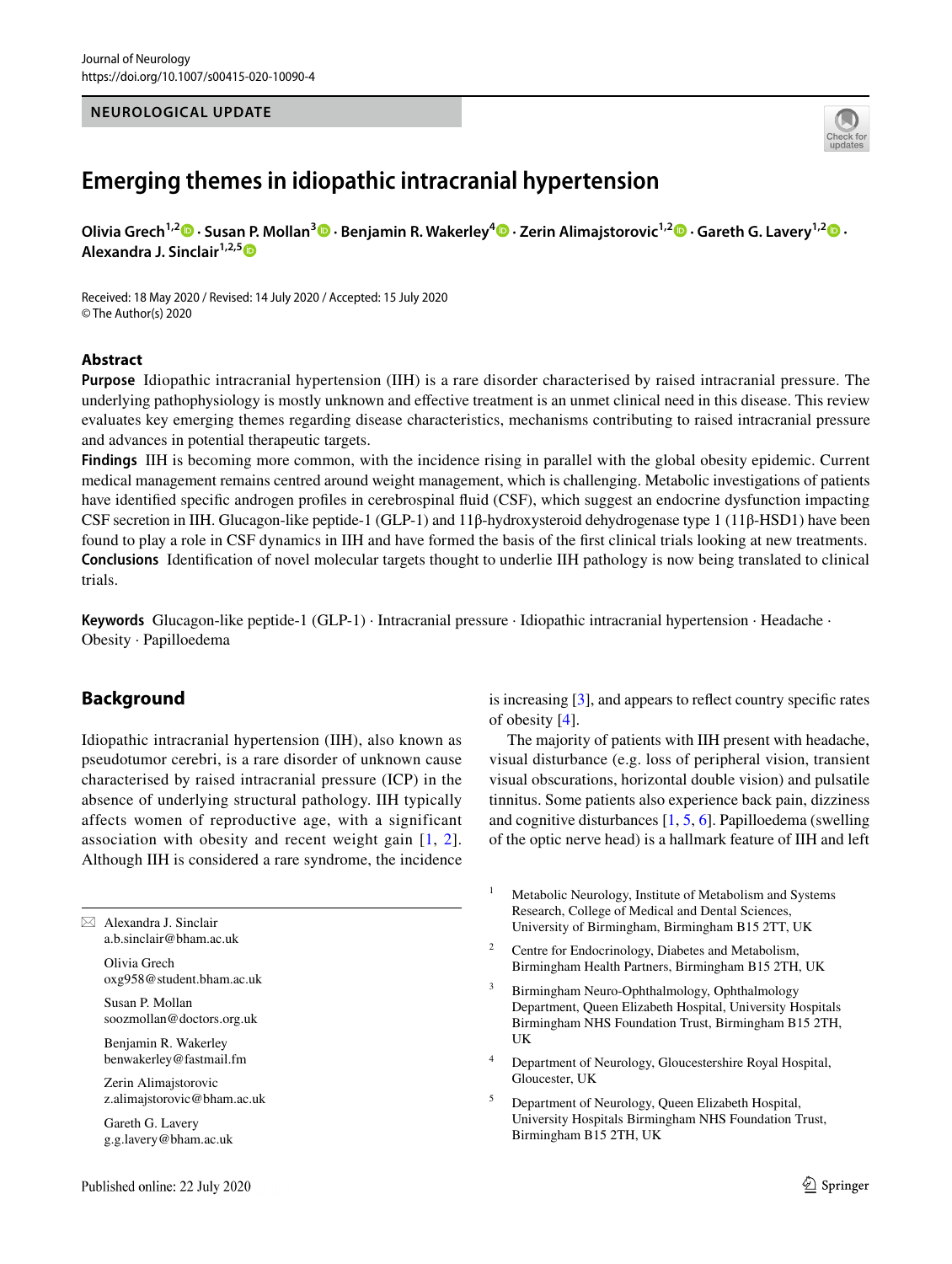NEUROLOGICAL UPDATE

# Emerging themes in idiopathic intracranial hypertension

**Olivia Grech[1,2] · Susan P. Mollan[3] · Benjamin R. Wakerley[4] · Zerin Alimajstorovic[1,2] · Gareth G. Lavery[1,2] · Alexandra J. Sinclair[1,2,5]**

Received: 18 May 2020 / Revised: 14 July 2020 / Accepted: 15 July 2020
© The Author(s) 2020

## Abstract

**Purpose** Idiopathic intracranial hypertension (IIH) is a rare disorder characterised by raised intracranial pressure. The underlying pathophysiology is mostly unknown and effective treatment is an unmet clinical need in this disease. This review evaluates key emerging themes regarding disease characteristics, mechanisms contributing to raised intracranial pressure and advances in potential therapeutic targets.

**Findings** IIH is becoming more common, with the incidence rising in parallel with the global obesity epidemic. Current medical management remains centred around weight management, which is challenging. Metabolic investigations of patients have identified specific androgen profiles in cerebrospinal fluid (CSF), which suggest an endocrine dysfunction impacting CSF secretion in IIH. Glucagon-like peptide-1 (GLP-1) and 11β-hydroxysteroid dehydrogenase type 1 (11β-HSD1) have been found to play a role in CSF dynamics in IIH and have formed the basis of the first clinical trials looking at new treatments.

**Conclusions** Identification of novel molecular targets thought to underlie IIH pathology is now being translated to clinical trials.

**Keywords** Glucagon-like peptide-1 (GLP-1) · Intracranial pressure · Idiopathic intracranial hypertension · Headache · Obesity · Papilloedema

## Background

Idiopathic intracranial hypertension (IIH), also known as pseudotumor cerebri, is a rare disorder of unknown cause characterised by raised intracranial pressure (ICP) in the absence of underlying structural pathology. IIH typically affects women of reproductive age, with a significant association with obesity and recent weight gain [1, 2]. Although IIH is considered a rare syndrome, the incidence is increasing [3], and appears to reflect country specific rates of obesity [4].

The majority of patients with IIH present with headache, visual disturbance (e.g. loss of peripheral vision, transient visual obscurations, horizontal double vision) and pulsatile tinnitus. Some patients also experience back pain, dizziness and cognitive disturbances [1, 5, 6]. Papilloedema (swelling of the optic nerve head) is a hallmark feature of IIH and left

---

✉ Alexandra J. Sinclair
a.b.sinclair@bham.ac.uk

Olivia Grech
oxg958@student.bham.ac.uk

Susan P. Mollan
soozmollan@doctors.org.uk

Benjamin R. Wakerley
benwakerley@fastmail.fm

Zerin Alimajstorovic
z.alimajstorovic@bham.ac.uk

Gareth G. Lavery
g.g.lavery@bham.ac.uk

1 Metabolic Neurology, Institute of Metabolism and Systems Research, College of Medical and Dental Sciences, University of Birmingham, Birmingham B15 2TT, UK

2 Centre for Endocrinology, Diabetes and Metabolism, Birmingham Health Partners, Birmingham B15 2TH, UK

3 Birmingham Neuro-Ophthalmology, Ophthalmology Department, Queen Elizabeth Hospital, University Hospitals Birmingham NHS Foundation Trust, Birmingham B15 2TH, UK

4 Department of Neurology, Gloucestershire Royal Hospital, Gloucester, UK

5 Department of Neurology, Queen Elizabeth Hospital, University Hospitals Birmingham NHS Foundation Trust, Birmingham B15 2TH, UK

Published online: 22 July 2020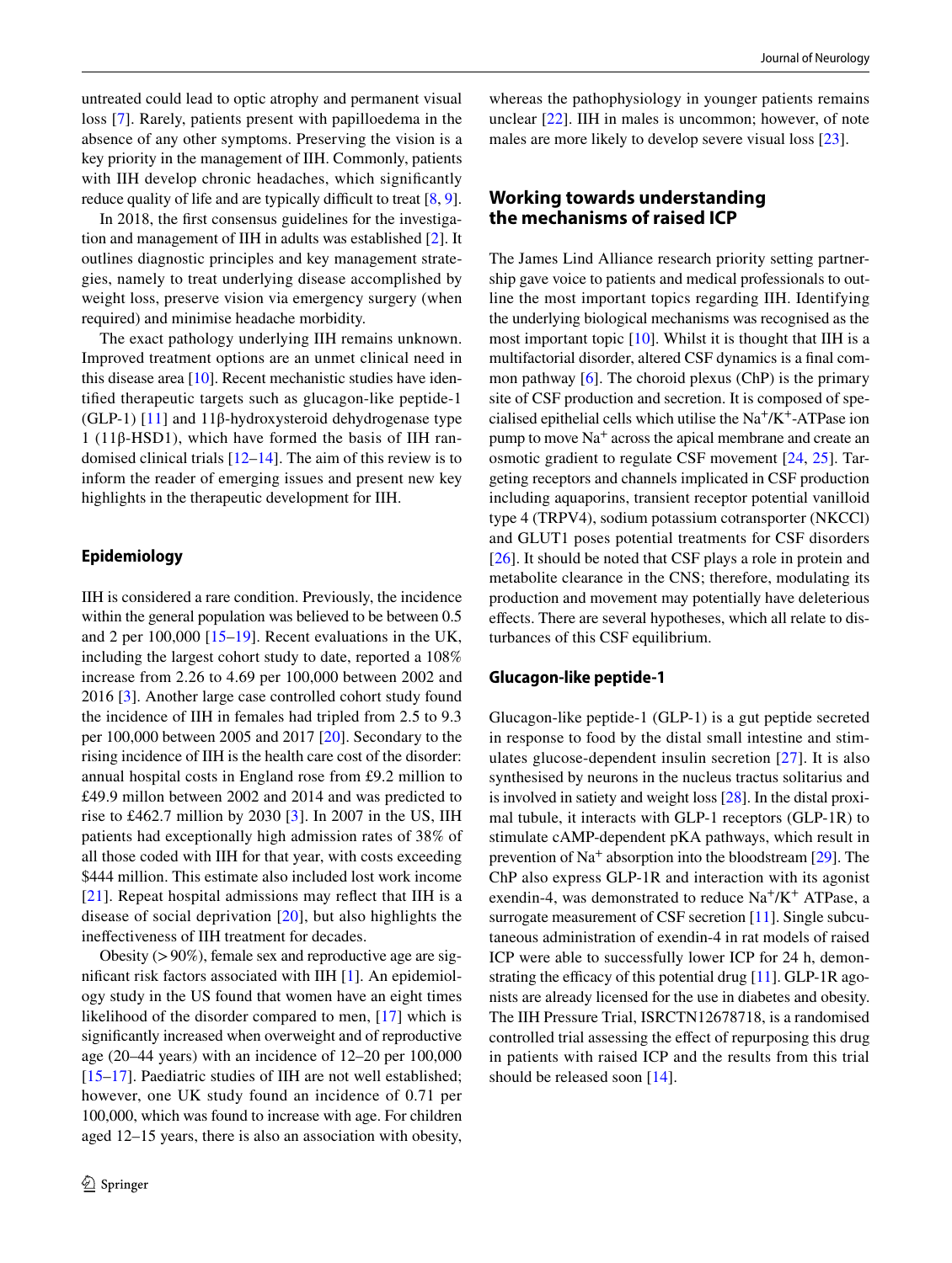untreated could lead to optic atrophy and permanent visual loss [7]. Rarely, patients present with papilloedema in the absence of any other symptoms. Preserving the vision is a key priority in the management of IIH. Commonly, patients with IIH develop chronic headaches, which significantly reduce quality of life and are typically difficult to treat [8, 9].

In 2018, the first consensus guidelines for the investigation and management of IIH in adults was established [2]. It outlines diagnostic principles and key management strategies, namely to treat underlying disease accomplished by weight loss, preserve vision via emergency surgery (when required) and minimise headache morbidity.

The exact pathology underlying IIH remains unknown. Improved treatment options are an unmet clinical need in this disease area [10]. Recent mechanistic studies have identified therapeutic targets such as glucagon-like peptide-1 (GLP-1) [11] and 11β-hydroxysteroid dehydrogenase type 1 (11β-HSD1), which have formed the basis of IIH randomised clinical trials [12–14]. The aim of this review is to inform the reader of emerging issues and present new key highlights in the therapeutic development for IIH.

## Epidemiology

IIH is considered a rare condition. Previously, the incidence within the general population was believed to be between 0.5 and 2 per 100,000 [15–19]. Recent evaluations in the UK, including the largest cohort study to date, reported a 108% increase from 2.26 to 4.69 per 100,000 between 2002 and 2016 [3]. Another large case controlled cohort study found the incidence of IIH in females had tripled from 2.5 to 9.3 per 100,000 between 2005 and 2017 [20]. Secondary to the rising incidence of IIH is the health care cost of the disorder: annual hospital costs in England rose from £9.2 million to £49.9 millon between 2002 and 2014 and was predicted to rise to £462.7 million by 2030 [3]. In 2007 in the US, IIH patients had exceptionally high admission rates of 38% of all those coded with IIH for that year, with costs exceeding $444 million. This estimate also included lost work income [21]. Repeat hospital admissions may reflect that IIH is a disease of social deprivation [20], but also highlights the ineffectiveness of IIH treatment for decades.

Obesity (> 90%), female sex and reproductive age are significant risk factors associated with IIH [1]. An epidemiology study in the US found that women have an eight times likelihood of the disorder compared to men, [17] which is significantly increased when overweight and of reproductive age (20–44 years) with an incidence of 12–20 per 100,000 [15–17]. Paediatric studies of IIH are not well established; however, one UK study found an incidence of 0.71 per 100,000, which was found to increase with age. For children aged 12–15 years, there is also an association with obesity, whereas the pathophysiology in younger patients remains unclear [22]. IIH in males is uncommon; however, of note males are more likely to develop severe visual loss [23].

## Working towards understanding the mechanisms of raised ICP

The James Lind Alliance research priority setting partnership gave voice to patients and medical professionals to outline the most important topics regarding IIH. Identifying the underlying biological mechanisms was recognised as the most important topic [10]. Whilst it is thought that IIH is a multifactorial disorder, altered CSF dynamics is a final common pathway [6]. The choroid plexus (ChP) is the primary site of CSF production and secretion. It is composed of specialised epithelial cells which utilise the $Na^+/K^+$-ATPase ion pump to move $Na^+$ across the apical membrane and create an osmotic gradient to regulate CSF movement [24, 25]. Targeting receptors and channels implicated in CSF production including aquaporins, transient receptor potential vanilloid type 4 (TRPV4), sodium potassium cotransporter (NKCCl) and GLUT1 poses potential treatments for CSF disorders [26]. It should be noted that CSF plays a role in protein and metabolite clearance in the CNS; therefore, modulating its production and movement may potentially have deleterious effects. There are several hypotheses, which all relate to disturbances of this CSF equilibrium.

### Glucagon-like peptide-1

Glucagon-like peptide-1 (GLP-1) is a gut peptide secreted in response to food by the distal small intestine and stimulates glucose-dependent insulin secretion [27]. It is also synthesised by neurons in the nucleus tractus solitarius and is involved in satiety and weight loss [28]. In the distal proximal tubule, it interacts with GLP-1 receptors (GLP-1R) to stimulate cAMP-dependent pKA pathways, which result in prevention of $Na^+$ absorption into the bloodstream [29]. The ChP also express GLP-1R and interaction with its agonist exendin-4, was demonstrated to reduce $Na^+/K^+$ ATPase, a surrogate measurement of CSF secretion [11]. Single subcutaneous administration of exendin-4 in rat models of raised ICP were able to successfully lower ICP for 24 h, demonstrating the efficacy of this potential drug [11]. GLP-1R agonists are already licensed for the use in diabetes and obesity. The IIH Pressure Trial, ISRCTN12678718, is a randomised controlled trial assessing the effect of repurposing this drug in patients with raised ICP and the results from this trial should be released soon [14].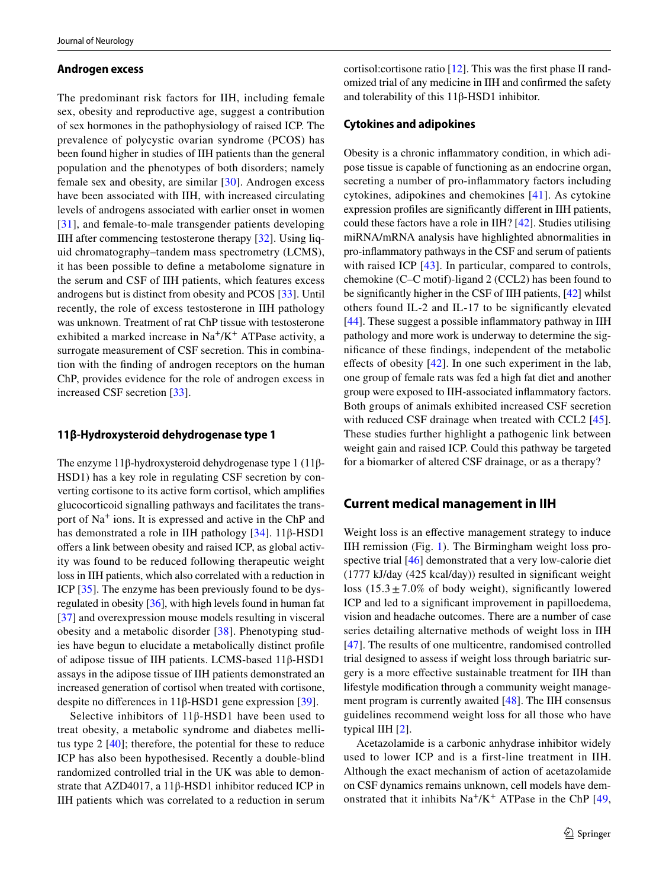## Androgen excess

The predominant risk factors for IIH, including female sex, obesity and reproductive age, suggest a contribution of sex hormones in the pathophysiology of raised ICP. The prevalence of polycystic ovarian syndrome (PCOS) has been found higher in studies of IIH patients than the general population and the phenotypes of both disorders; namely female sex and obesity, are similar [30]. Androgen excess have been associated with IIH, with increased circulating levels of androgens associated with earlier onset in women [31], and female-to-male transgender patients developing IIH after commencing testosterone therapy [32]. Using liquid chromatography–tandem mass spectrometry (LCMS), it has been possible to define a metabolome signature in the serum and CSF of IIH patients, which features excess androgens but is distinct from obesity and PCOS [33]. Until recently, the role of excess testosterone in IIH pathology was unknown. Treatment of rat ChP tissue with testosterone exhibited a marked increase in $Na^+/K^+$ ATPase activity, a surrogate measurement of CSF secretion. This in combination with the finding of androgen receptors on the human ChP, provides evidence for the role of androgen excess in increased CSF secretion [33].

## 11β-Hydroxysteroid dehydrogenase type 1

The enzyme 11β-hydroxysteroid dehydrogenase type 1 (11β-HSD1) has a key role in regulating CSF secretion by converting cortisone to its active form cortisol, which amplifies glucocorticoid signalling pathways and facilitates the transport of $Na^+$ ions. It is expressed and active in the ChP and has demonstrated a role in IIH pathology [34]. 11β-HSD1 offers a link between obesity and raised ICP, as global activity was found to be reduced following therapeutic weight loss in IIH patients, which also correlated with a reduction in ICP [35]. The enzyme has been previously found to be dysregulated in obesity [36], with high levels found in human fat [37] and overexpression mouse models resulting in visceral obesity and a metabolic disorder [38]. Phenotyping studies have begun to elucidate a metabolically distinct profile of adipose tissue of IIH patients. LCMS-based 11β-HSD1 assays in the adipose tissue of IIH patients demonstrated an increased generation of cortisol when treated with cortisone, despite no differences in 11β-HSD1 gene expression [39].

Selective inhibitors of 11β-HSD1 have been used to treat obesity, a metabolic syndrome and diabetes mellitus type 2 [40]; therefore, the potential for these to reduce ICP has also been hypothesised. Recently a double-blind randomized controlled trial in the UK was able to demonstrate that AZD4017, a 11β-HSD1 inhibitor reduced ICP in IIH patients which was correlated to a reduction in serum cortisol:cortisone ratio [12]. This was the first phase II randomized trial of any medicine in IIH and confirmed the safety and tolerability of this 11β-HSD1 inhibitor.

## Cytokines and adipokines

Obesity is a chronic inflammatory condition, in which adipose tissue is capable of functioning as an endocrine organ, secreting a number of pro-inflammatory factors including cytokines, adipokines and chemokines [41]. As cytokine expression profiles are significantly different in IIH patients, could these factors have a role in IIH? [42]. Studies utilising miRNA/mRNA analysis have highlighted abnormalities in pro-inflammatory pathways in the CSF and serum of patients with raised ICP [43]. In particular, compared to controls, chemokine (C–C motif)-ligand 2 (CCL2) has been found to be significantly higher in the CSF of IIH patients, [42] whilst others found IL-2 and IL-17 to be significantly elevated [44]. These suggest a possible inflammatory pathway in IIH pathology and more work is underway to determine the significance of these findings, independent of the metabolic effects of obesity [42]. In one such experiment in the lab, one group of female rats was fed a high fat diet and another group were exposed to IIH-associated inflammatory factors. Both groups of animals exhibited increased CSF secretion with reduced CSF drainage when treated with CCL2 [45]. These studies further highlight a pathogenic link between weight gain and raised ICP. Could this pathway be targeted for a biomarker of altered CSF drainage, or as a therapy?

# Current medical management in IIH

Weight loss is an effective management strategy to induce IIH remission (Fig. 1). The Birmingham weight loss prospective trial [46] demonstrated that a very low-calorie diet (1777 kJ/day (425 kcal/day)) resulted in significant weight loss ($15.3 \pm 7.0\%$ of body weight), significantly lowered ICP and led to a significant improvement in papilloedema, vision and headache outcomes. There are a number of case series detailing alternative methods of weight loss in IIH [47]. The results of one multicentre, randomised controlled trial designed to assess if weight loss through bariatric surgery is a more effective sustainable treatment for IIH than lifestyle modification through a community weight management program is currently awaited [48]. The IIH consensus guidelines recommend weight loss for all those who have typical IIH [2].

Acetazolamide is a carbonic anhydrase inhibitor widely used to lower ICP and is a first-line treatment in IIH. Although the exact mechanism of action of acetazolamide on CSF dynamics remains unknown, cell models have demonstrated that it inhibits $Na^+/K^+$ ATPase in the ChP [49,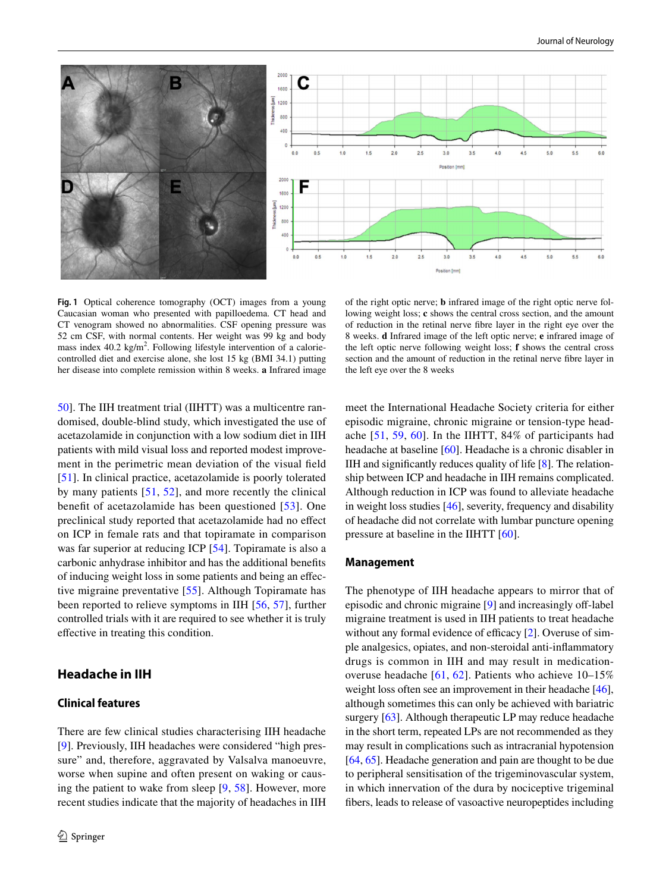**Fig. 1** Optical coherence tomography (OCT) images from a young Caucasian woman who presented with papilloedema. CT head and CT venogram showed no abnormalities. CSF opening pressure was 52 cm CSF, with normal contents. Her weight was 99 kg and body mass index 40.2 kg/m$^2$. Following lifestyle intervention of a calorie-controlled diet and exercise alone, she lost 15 kg (BMI 34.1) putting her disease into complete remission within 8 weeks. **a** Infrared image of the right optic nerve; **b** infrared image of the right optic nerve following weight loss; **c** shows the central cross section, and the amount of reduction in the retinal nerve fibre layer in the right eye over the 8 weeks. **d** Infrared image of the left optic nerve; **e** infrared image of the left optic nerve following weight loss; **f** shows the central cross section and the amount of reduction in the retinal nerve fibre layer in the left eye over the 8 weeks

50]. The IIH treatment trial (IIHTT) was a multicentre randomised, double-blind study, which investigated the use of acetazolamide in conjunction with a low sodium diet in IIH patients with mild visual loss and reported modest improvement in the perimetric mean deviation of the visual field [51]. In clinical practice, acetazolamide is poorly tolerated by many patients [51, 52], and more recently the clinical benefit of acetazolamide has been questioned [53]. One preclinical study reported that acetazolamide had no effect on ICP in female rats and that topiramate in comparison was far superior at reducing ICP [54]. Topiramate is also a carbonic anhydrase inhibitor and has the additional benefits of inducing weight loss in some patients and being an effective migraine preventative [55]. Although Topiramate has been reported to relieve symptoms in IIH [56, 57], further controlled trials with it are required to see whether it is truly effective in treating this condition.

## Headache in IIH

### Clinical features

There are few clinical studies characterising IIH headache [9]. Previously, IIH headaches were considered "high pressure" and, therefore, aggravated by Valsalva manoeuvre, worse when supine and often present on waking or causing the patient to wake from sleep [9, 58]. However, more recent studies indicate that the majority of headaches in IIH meet the International Headache Society criteria for either episodic migraine, chronic migraine or tension-type headache [51, 59, 60]. In the IIHTT, 84% of participants had headache at baseline [60]. Headache is a chronic disabler in IIH and significantly reduces quality of life [8]. The relationship between ICP and headache in IIH remains complicated. Although reduction in ICP was found to alleviate headache in weight loss studies [46], severity, frequency and disability of headache did not correlate with lumbar puncture opening pressure at baseline in the IIHTT [60].

### Management

The phenotype of IIH headache appears to mirror that of episodic and chronic migraine [9] and increasingly off-label migraine treatment is used in IIH patients to treat headache without any formal evidence of efficacy [2]. Overuse of simple analgesics, opiates, and non-steroidal anti-inflammatory drugs is common in IIH and may result in medication-overuse headache [61, 62]. Patients who achieve 10–15% weight loss often see an improvement in their headache [46], although sometimes this can only be achieved with bariatric surgery [63]. Although therapeutic LP may reduce headache in the short term, repeated LPs are not recommended as they may result in complications such as intracranial hypotension [64, 65]. Headache generation and pain are thought to be due to peripheral sensitisation of the trigeminovascular system, in which innervation of the dura by nociceptive trigeminal fibers, leads to release of vasoactive neuropeptides including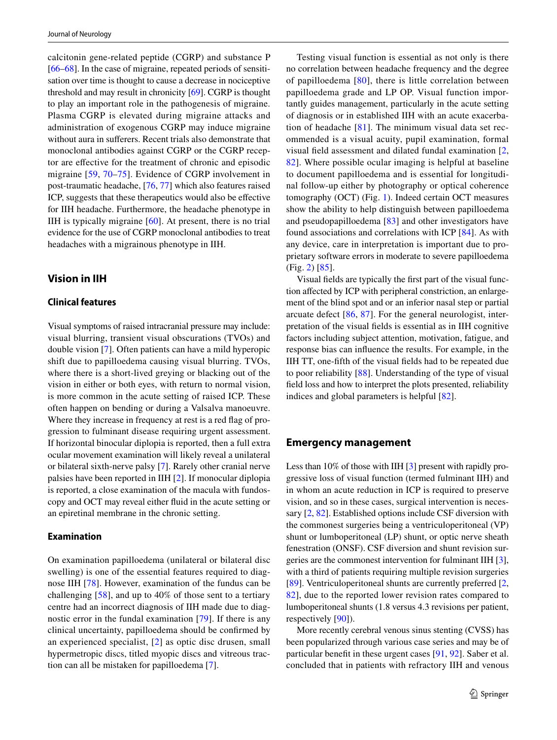calcitonin gene-related peptide (CGRP) and substance P [66–68]. In the case of migraine, repeated periods of sensitisation over time is thought to cause a decrease in nociceptive threshold and may result in chronicity [69]. CGRP is thought to play an important role in the pathogenesis of migraine. Plasma CGRP is elevated during migraine attacks and administration of exogenous CGRP may induce migraine without aura in sufferers. Recent trials also demonstrate that monoclonal antibodies against CGRP or the CGRP receptor are effective for the treatment of chronic and episodic migraine [59, 70–75]. Evidence of CGRP involvement in post-traumatic headache, [76, 77] which also features raised ICP, suggests that these therapeutics would also be effective for IIH headache. Furthermore, the headache phenotype in IIH is typically migraine [60]. At present, there is no trial evidence for the use of CGRP monoclonal antibodies to treat headaches with a migrainous phenotype in IIH.

## Vision in IIH

### Clinical features

Visual symptoms of raised intracranial pressure may include: visual blurring, transient visual obscurations (TVOs) and double vision [7]. Often patients can have a mild hyperopic shift due to papilloedema causing visual blurring. TVOs, where there is a short-lived greying or blacking out of the vision in either or both eyes, with return to normal vision, is more common in the acute setting of raised ICP. These often happen on bending or during a Valsalva manoeuvre. Where they increase in frequency at rest is a red flag of progression to fulminant disease requiring urgent assessment. If horizontal binocular diplopia is reported, then a full extra ocular movement examination will likely reveal a unilateral or bilateral sixth-nerve palsy [7]. Rarely other cranial nerve palsies have been reported in IIH [2]. If monocular diplopia is reported, a close examination of the macula with fundoscopy and OCT may reveal either fluid in the acute setting or an epiretinal membrane in the chronic setting.

### Examination

On examination papilloedema (unilateral or bilateral disc swelling) is one of the essential features required to diagnose IIH [78]. However, examination of the fundus can be challenging [58], and up to 40% of those sent to a tertiary centre had an incorrect diagnosis of IIH made due to diagnostic error in the fundal examination [79]. If there is any clinical uncertainty, papilloedema should be confirmed by an experienced specialist, [2] as optic disc drusen, small hypermetropic discs, titled myopic discs and vitreous traction can all be mistaken for papilloedema [7].

Testing visual function is essential as not only is there no correlation between headache frequency and the degree of papilloedema [80], there is little correlation between papilloedema grade and LP OP. Visual function importantly guides management, particularly in the acute setting of diagnosis or in established IIH with an acute exacerbation of headache [81]. The minimum visual data set recommended is a visual acuity, pupil examination, formal visual field assessment and dilated fundal examination [2, 82]. Where possible ocular imaging is helpful at baseline to document papilloedema and is essential for longitudinal follow-up either by photography or optical coherence tomography (OCT) (Fig. 1). Indeed certain OCT measures show the ability to help distinguish between papilloedema and pseudopapilloedema [83] and other investigators have found associations and correlations with ICP [84]. As with any device, care in interpretation is important due to proprietary software errors in moderate to severe papilloedema (Fig. 2) [85].

Visual fields are typically the first part of the visual function affected by ICP with peripheral constriction, an enlargement of the blind spot and or an inferior nasal step or partial arcuate defect [86, 87]. For the general neurologist, interpretation of the visual fields is essential as in IIH cognitive factors including subject attention, motivation, fatigue, and response bias can influence the results. For example, in the IIH TT, one-fifth of the visual fields had to be repeated due to poor reliability [88]. Understanding of the type of visual field loss and how to interpret the plots presented, reliability indices and global parameters is helpful [82].

## Emergency management

Less than 10% of those with IIH [3] present with rapidly progressive loss of visual function (termed fulminant IIH) and in whom an acute reduction in ICP is required to preserve vision, and so in these cases, surgical intervention is necessary [2, 82]. Established options include CSF diversion with the commonest surgeries being a ventriculoperitoneal (VP) shunt or lumboperitoneal (LP) shunt, or optic nerve sheath fenestration (ONSF). CSF diversion and shunt revision surgeries are the commonest intervention for fulminant IIH [3], with a third of patients requiring multiple revision surgeries [89]. Ventriculoperitoneal shunts are currently preferred [2, 82], due to the reported lower revision rates compared to lumboperitoneal shunts (1.8 versus 4.3 revisions per patient, respectively [90]).

More recently cerebral venous sinus stenting (CVSS) has been popularized through various case series and may be of particular benefit in these urgent cases [91, 92]. Saber et al. concluded that in patients with refractory IIH and venous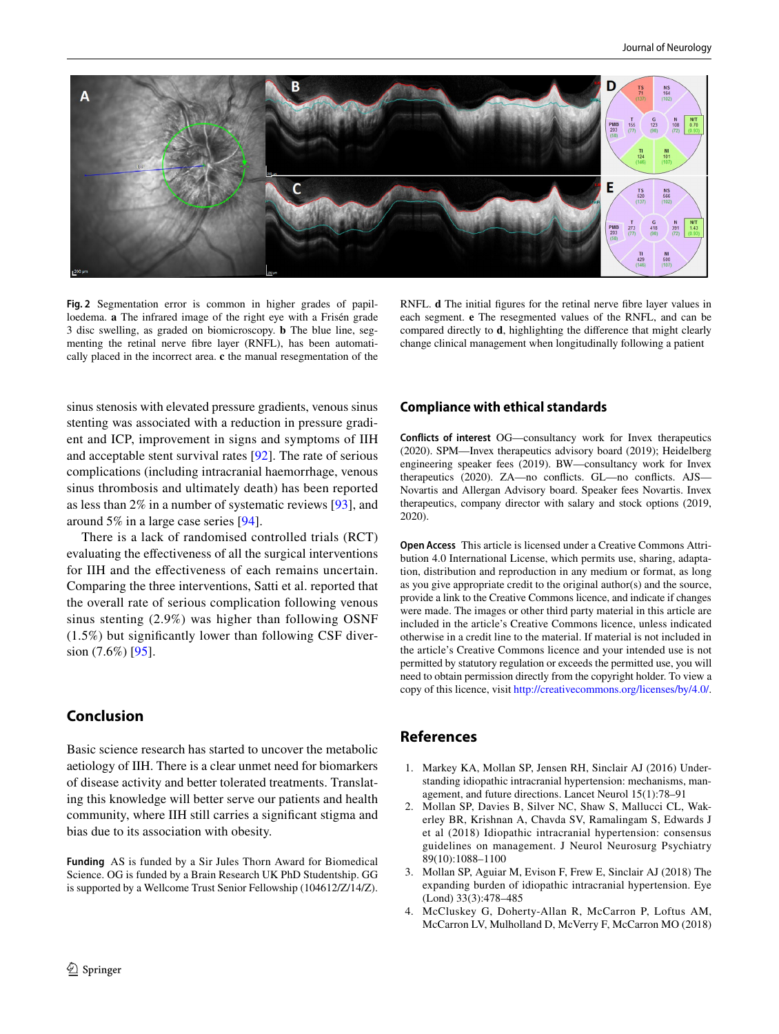**Fig. 2** Segmentation error is common in higher grades of papilloedema. **a** The infrared image of the right eye with a Frisén grade 3 disc swelling, as graded on biomicroscopy. **b** The blue line, segmenting the retinal nerve fibre layer (RNFL), has been automatically placed in the incorrect area. **c** the manual resegmentation of the RNFL. **d** The initial figures for the retinal nerve fibre layer values in each segment. **e** The resegmented values of the RNFL, and can be compared directly to **d**, highlighting the difference that might clearly change clinical management when longitudinally following a patient

sinus stenosis with elevated pressure gradients, venous sinus stenting was associated with a reduction in pressure gradient and ICP, improvement in signs and symptoms of IIH and acceptable stent survival rates [92]. The rate of serious complications (including intracranial haemorrhage, venous sinus thrombosis and ultimately death) has been reported as less than 2% in a number of systematic reviews [93], and around 5% in a large case series [94].

There is a lack of randomised controlled trials (RCT) evaluating the effectiveness of all the surgical interventions for IIH and the effectiveness of each remains uncertain. Comparing the three interventions, Satti et al. reported that the overall rate of serious complication following venous sinus stenting (2.9%) was higher than following OSNF (1.5%) but significantly lower than following CSF diversion (7.6%) [95].

## Conclusion

Basic science research has started to uncover the metabolic aetiology of IIH. There is a clear unmet need for biomarkers of disease activity and better tolerated treatments. Translating this knowledge will better serve our patients and health community, where IIH still carries a significant stigma and bias due to its association with obesity.

**Funding** AS is funded by a Sir Jules Thorn Award for Biomedical Science. OG is funded by a Brain Research UK PhD Studentship. GG is supported by a Wellcome Trust Senior Fellowship (104612/Z/14/Z).

## Compliance with ethical standards

**Conflicts of interest** OG—consultancy work for Invex therapeutics (2020). SPM—Invex therapeutics advisory board (2019); Heidelberg engineering speaker fees (2019). BW—consultancy work for Invex therapeutics (2020). ZA—no conflicts. GL—no conflicts. AJS—Novartis and Allergan Advisory board. Speaker fees Novartis. Invex therapeutics, company director with salary and stock options (2019, 2020).

**Open Access** This article is licensed under a Creative Commons Attribution 4.0 International License, which permits use, sharing, adaptation, distribution and reproduction in any medium or format, as long as you give appropriate credit to the original author(s) and the source, provide a link to the Creative Commons licence, and indicate if changes were made. The images or other third party material in this article are included in the article's Creative Commons licence, unless indicated otherwise in a credit line to the material. If material is not included in the article's Creative Commons licence and your intended use is not permitted by statutory regulation or exceeds the permitted use, you will need to obtain permission directly from the copyright holder. To view a copy of this licence, visit http://creativecommons.org/licenses/by/4.0/.

## References

1. Markey KA, Mollan SP, Jensen RH, Sinclair AJ (2016) Understanding idiopathic intracranial hypertension: mechanisms, management, and future directions. Lancet Neurol 15(1):78–91
2. Mollan SP, Davies B, Silver NC, Shaw S, Mallucci CL, Wakerley BR, Krishnan A, Chavda SV, Ramalingam S, Edwards J et al (2018) Idiopathic intracranial hypertension: consensus guidelines on management. J Neurol Neurosurg Psychiatry 89(10):1088–1100
3. Mollan SP, Aguiar M, Evison F, Frew E, Sinclair AJ (2018) The expanding burden of idiopathic intracranial hypertension. Eye (Lond) 33(3):478–485
4. McCluskey G, Doherty-Allan R, McCarron P, Loftus AM, McCarron LV, Mulholland D, McVerry F, McCarron MO (2018)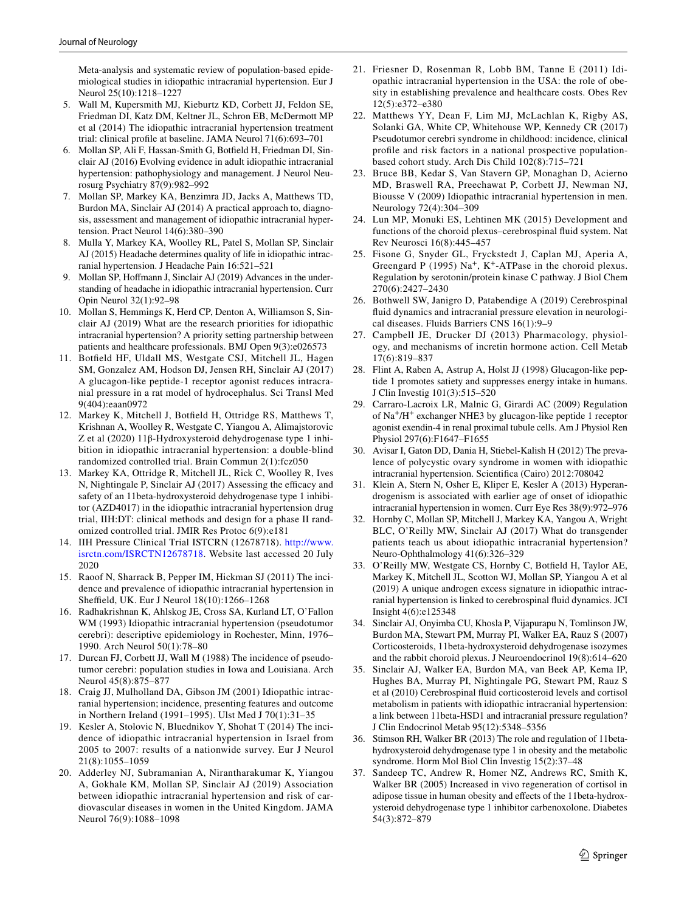Meta-analysis and systematic review of population-based epidemiological studies in idiopathic intracranial hypertension. Eur J Neurol 25(10):1218–1227

5. Wall M, Kupersmith MJ, Kieburtz KD, Corbett JJ, Feldon SE, Friedman DI, Katz DM, Keltner JL, Schron EB, McDermott MP et al (2014) The idiopathic intracranial hypertension treatment trial: clinical profile at baseline. JAMA Neurol 71(6):693–701
6. Mollan SP, Ali F, Hassan-Smith G, Botfield H, Friedman DI, Sinclair AJ (2016) Evolving evidence in adult idiopathic intracranial hypertension: pathophysiology and management. J Neurol Neurosurg Psychiatry 87(9):982–992
7. Mollan SP, Markey KA, Benzimra JD, Jacks A, Matthews TD, Burdon MA, Sinclair AJ (2014) A practical approach to, diagnosis, assessment and management of idiopathic intracranial hypertension. Pract Neurol 14(6):380–390
8. Mulla Y, Markey KA, Woolley RL, Patel S, Mollan SP, Sinclair AJ (2015) Headache determines quality of life in idiopathic intracranial hypertension. J Headache Pain 16:521–521
9. Mollan SP, Hoffmann J, Sinclair AJ (2019) Advances in the understanding of headache in idiopathic intracranial hypertension. Curr Opin Neurol 32(1):92–98
10. Mollan S, Hemmings K, Herd CP, Denton A, Williamson S, Sinclair AJ (2019) What are the research priorities for idiopathic intracranial hypertension? A priority setting partnership between patients and healthcare professionals. BMJ Open 9(3):e026573
11. Botfield HF, Uldall MS, Westgate CSJ, Mitchell JL, Hagen SM, Gonzalez AM, Hodson DJ, Jensen RH, Sinclair AJ (2017) A glucagon-like peptide-1 receptor agonist reduces intracranial pressure in a rat model of hydrocephalus. Sci Transl Med 9(404):eaan0972
12. Markey K, Mitchell J, Botfield H, Ottridge RS, Matthews T, Krishnan A, Woolley R, Westgate C, Yiangou A, Alimajstorovic Z et al (2020) 11β-Hydroxysteroid dehydrogenase type 1 inhibition in idiopathic intracranial hypertension: a double-blind randomized controlled trial. Brain Commun 2(1):fcz050
13. Markey KA, Ottridge R, Mitchell JL, Rick C, Woolley R, Ives N, Nightingale P, Sinclair AJ (2017) Assessing the efficacy and safety of an 11beta-hydroxysteroid dehydrogenase type 1 inhibitor (AZD4017) in the idiopathic intracranial hypertension drug trial, IIH:DT: clinical methods and design for a phase II randomized controlled trial. JMIR Res Protoc 6(9):e181
14. IIH Pressure Clinical Trial ISTCRN (12678718). http://www.isrctn.com/ISRCTN12678718. Website last accessed 20 July 2020
15. Raoof N, Sharrack B, Pepper IM, Hickman SJ (2011) The incidence and prevalence of idiopathic intracranial hypertension in Sheffield, UK. Eur J Neurol 18(10):1266–1268
16. Radhakrishnan K, Ahlskog JE, Cross SA, Kurland LT, O'Fallon WM (1993) Idiopathic intracranial hypertension (pseudotumor cerebri): descriptive epidemiology in Rochester, Minn, 1976–1990. Arch Neurol 50(1):78–80
17. Durcan FJ, Corbett JJ, Wall M (1988) The incidence of pseudotumor cerebri: population studies in Iowa and Louisiana. Arch Neurol 45(8):875–877
18. Craig JJ, Mulholland DA, Gibson JM (2001) Idiopathic intracranial hypertension; incidence, presenting features and outcome in Northern Ireland (1991–1995). Ulst Med J 70(1):31–35
19. Kesler A, Stolovic N, Bluednikov Y, Shohat T (2014) The incidence of idiopathic intracranial hypertension in Israel from 2005 to 2007: results of a nationwide survey. Eur J Neurol 21(8):1055–1059
20. Adderley NJ, Subramanian A, Nirantharakumar K, Yiangou A, Gokhale KM, Mollan SP, Sinclair AJ (2019) Association between idiopathic intracranial hypertension and risk of cardiovascular diseases in women in the United Kingdom. JAMA Neurol 76(9):1088–1098
21. Friesner D, Rosenman R, Lobb BM, Tanne E (2011) Idiopathic intracranial hypertension in the USA: the role of obesity in establishing prevalence and healthcare costs. Obes Rev 12(5):e372–e380
22. Matthews YY, Dean F, Lim MJ, McLachlan K, Rigby AS, Solanki GA, White CP, Whitehouse WP, Kennedy CR (2017) Pseudotumor cerebri syndrome in childhood: incidence, clinical profile and risk factors in a national prospective population-based cohort study. Arch Dis Child 102(8):715–721
23. Bruce BB, Kedar S, Van Stavern GP, Monaghan D, Acierno MD, Braswell RA, Preechawat P, Corbett JJ, Newman NJ, Biousse V (2009) Idiopathic intracranial hypertension in men. Neurology 72(4):304–309
24. Lun MP, Monuki ES, Lehtinen MK (2015) Development and functions of the choroid plexus–cerebrospinal fluid system. Nat Rev Neurosci 16(8):445–457
25. Fisone G, Snyder GL, Fryckstedt J, Caplan MJ, Aperia A, Greengard P (1995) $Na^+$, $K^+$-ATPase in the choroid plexus. Regulation by serotonin/protein kinase C pathway. J Biol Chem 270(6):2427–2430
26. Bothwell SW, Janigro D, Patabendige A (2019) Cerebrospinal fluid dynamics and intracranial pressure elevation in neurological diseases. Fluids Barriers CNS 16(1):9–9
27. Campbell JE, Drucker DJ (2013) Pharmacology, physiology, and mechanisms of incretin hormone action. Cell Metab 17(6):819–837
28. Flint A, Raben A, Astrup A, Holst JJ (1998) Glucagon-like peptide 1 promotes satiety and suppresses energy intake in humans. J Clin Investig 101(3):515–520
29. Carraro-Lacroix LR, Malnic G, Girardi AC (2009) Regulation of $Na^+/H^+$ exchanger NHE3 by glucagon-like peptide 1 receptor agonist exendin-4 in renal proximal tubule cells. Am J Physiol Ren Physiol 297(6):F1647–F1655
30. Avisar I, Gaton DD, Dania H, Stiebel-Kalish H (2012) The prevalence of polycystic ovary syndrome in women with idiopathic intracranial hypertension. Scientifica (Cairo) 2012:708042
31. Klein A, Stern N, Osher E, Kliper E, Kesler A (2013) Hyperandrogenism is associated with earlier age of onset of idiopathic intracranial hypertension in women. Curr Eye Res 38(9):972–976
32. Hornby C, Mollan SP, Mitchell J, Markey KA, Yangou A, Wright BLC, O'Reilly MW, Sinclair AJ (2017) What do transgender patients teach us about idiopathic intracranial hypertension? Neuro-Ophthalmology 41(6):326–329
33. O'Reilly MW, Westgate CS, Hornby C, Botfield H, Taylor AE, Markey K, Mitchell JL, Scotton WJ, Mollan SP, Yiangou A et al (2019) A unique androgen excess signature in idiopathic intracranial hypertension is linked to cerebrospinal fluid dynamics. JCI Insight 4(6):e125348
34. Sinclair AJ, Onyimba CU, Khosla P, Vijapurapu N, Tomlinson JW, Burdon MA, Stewart PM, Murray PI, Walker EA, Rauz S (2007) Corticosteroids, 11beta-hydroxysteroid dehydrogenase isozymes and the rabbit choroid plexus. J Neuroendocrinol 19(8):614–620
35. Sinclair AJ, Walker EA, Burdon MA, van Beek AP, Kema IP, Hughes BA, Murray PI, Nightingale PG, Stewart PM, Rauz S et al (2010) Cerebrospinal fluid corticosteroid levels and cortisol metabolism in patients with idiopathic intracranial hypertension: a link between 11beta-HSD1 and intracranial pressure regulation? J Clin Endocrinol Metab 95(12):5348–5356
36. Stimson RH, Walker BR (2013) The role and regulation of 11beta-hydroxysteroid dehydrogenase type 1 in obesity and the metabolic syndrome. Horm Mol Biol Clin Investig 15(2):37–48
37. Sandeep TC, Andrew R, Homer NZ, Andrews RC, Smith K, Walker BR (2005) Increased in vivo regeneration of cortisol in adipose tissue in human obesity and effects of the 11beta-hydroxysteroid dehydrogenase type 1 inhibitor carbenoxolone. Diabetes 54(3):872–879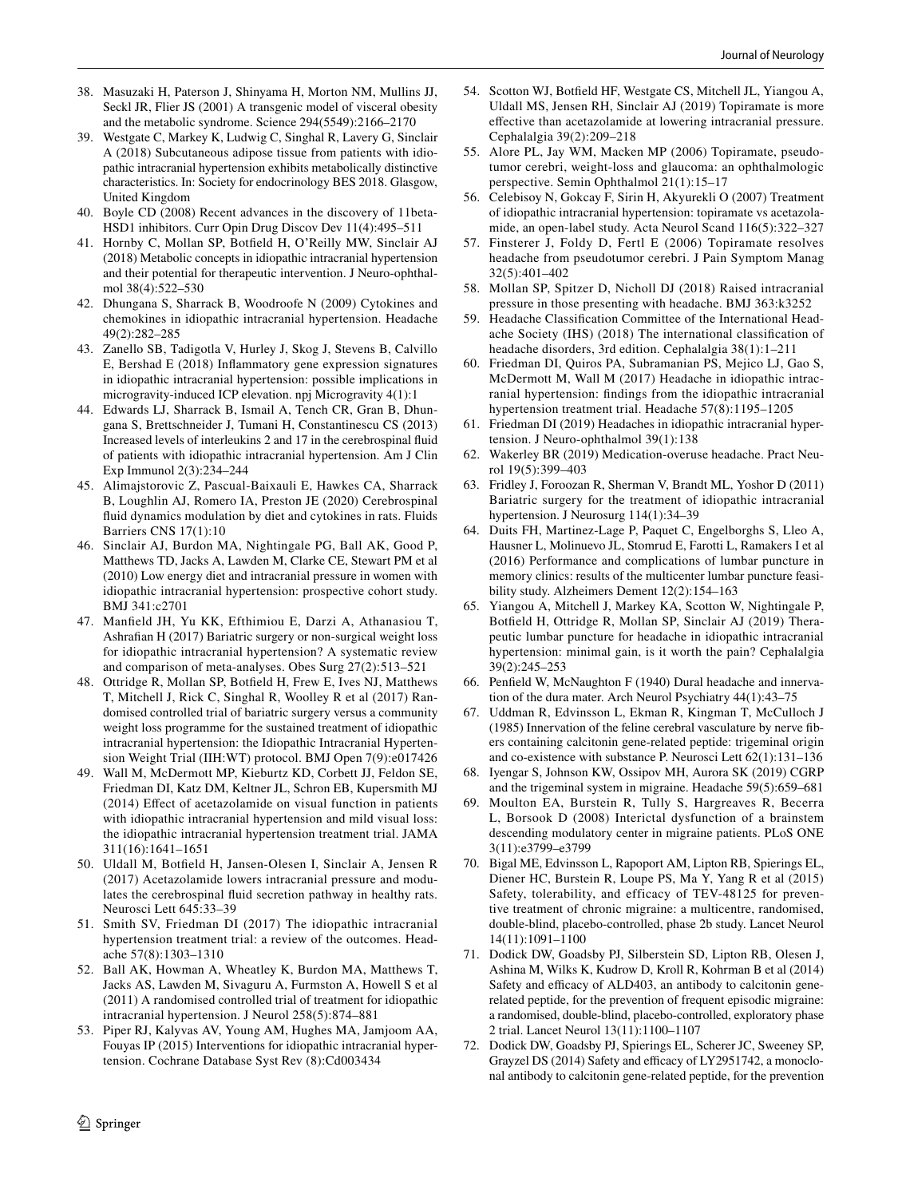38. Masuzaki H, Paterson J, Shinyama H, Morton NM, Mullins JJ, Seckl JR, Flier JS (2001) A transgenic model of visceral obesity and the metabolic syndrome. Science 294(5549):2166–2170
39. Westgate C, Markey K, Ludwig C, Singhal R, Lavery G, Sinclair A (2018) Subcutaneous adipose tissue from patients with idiopathic intracranial hypertension exhibits metabolically distinctive characteristics. In: Society for endocrinology BES 2018. Glasgow, United Kingdom
40. Boyle CD (2008) Recent advances in the discovery of 11beta-HSD1 inhibitors. Curr Opin Drug Discov Dev 11(4):495–511
41. Hornby C, Mollan SP, Botfield H, O'Reilly MW, Sinclair AJ (2018) Metabolic concepts in idiopathic intracranial hypertension and their potential for therapeutic intervention. J Neuro-ophthalmol 38(4):522–530
42. Dhungana S, Sharrack B, Woodroofe N (2009) Cytokines and chemokines in idiopathic intracranial hypertension. Headache 49(2):282–285
43. Zanello SB, Tadigotla V, Hurley J, Skog J, Stevens B, Calvillo E, Bershad E (2018) Inflammatory gene expression signatures in idiopathic intracranial hypertension: possible implications in microgravity-induced ICP elevation. npj Microgravity 4(1):1
44. Edwards LJ, Sharrack B, Ismail A, Tench CR, Gran B, Dhungana S, Brettschneider J, Tumani H, Constantinescu CS (2013) Increased levels of interleukins 2 and 17 in the cerebrospinal fluid of patients with idiopathic intracranial hypertension. Am J Clin Exp Immunol 2(3):234–244
45. Alimajstorovic Z, Pascual-Baixauli E, Hawkes CA, Sharrack B, Loughlin AJ, Romero IA, Preston JE (2020) Cerebrospinal fluid dynamics modulation by diet and cytokines in rats. Fluids Barriers CNS 17(1):10
46. Sinclair AJ, Burdon MA, Nightingale PG, Ball AK, Good P, Matthews TD, Jacks A, Lawden M, Clarke CE, Stewart PM et al (2010) Low energy diet and intracranial pressure in women with idiopathic intracranial hypertension: prospective cohort study. BMJ 341:c2701
47. Manfield JH, Yu KK, Efthimiou E, Darzi A, Athanasiou T, Ashrafian H (2017) Bariatric surgery or non-surgical weight loss for idiopathic intracranial hypertension? A systematic review and comparison of meta-analyses. Obes Surg 27(2):513–521
48. Ottridge R, Mollan SP, Botfield H, Frew E, Ives NJ, Matthews T, Mitchell J, Rick C, Singhal R, Woolley R et al (2017) Randomised controlled trial of bariatric surgery versus a community weight loss programme for the sustained treatment of idiopathic intracranial hypertension: the Idiopathic Intracranial Hypertension Weight Trial (IIH:WT) protocol. BMJ Open 7(9):e017426
49. Wall M, McDermott MP, Kieburtz KD, Corbett JJ, Feldon SE, Friedman DI, Katz DM, Keltner JL, Schron EB, Kupersmith MJ (2014) Effect of acetazolamide on visual function in patients with idiopathic intracranial hypertension and mild visual loss: the idiopathic intracranial hypertension treatment trial. JAMA 311(16):1641–1651
50. Uldall M, Botfield H, Jansen-Olesen I, Sinclair A, Jensen R (2017) Acetazolamide lowers intracranial pressure and modulates the cerebrospinal fluid secretion pathway in healthy rats. Neurosci Lett 645:33–39
51. Smith SV, Friedman DI (2017) The idiopathic intracranial hypertension treatment trial: a review of the outcomes. Headache 57(8):1303–1310
52. Ball AK, Howman A, Wheatley K, Burdon MA, Matthews T, Jacks AS, Lawden M, Sivaguru A, Furmston A, Howell S et al (2011) A randomised controlled trial of treatment for idiopathic intracranial hypertension. J Neurol 258(5):874–881
53. Piper RJ, Kalyvas AV, Young AM, Hughes MA, Jamjoom AA, Fouyas IP (2015) Interventions for idiopathic intracranial hypertension. Cochrane Database Syst Rev (8):Cd003434
54. Scotton WJ, Botfield HF, Westgate CS, Mitchell JL, Yiangou A, Uldall MS, Jensen RH, Sinclair AJ (2019) Topiramate is more effective than acetazolamide at lowering intracranial pressure. Cephalalgia 39(2):209–218
55. Alore PL, Jay WM, Macken MP (2006) Topiramate, pseudotumor cerebri, weight-loss and glaucoma: an ophthalmologic perspective. Semin Ophthalmol 21(1):15–17
56. Celebisoy N, Gokcay F, Sirin H, Akyurekli O (2007) Treatment of idiopathic intracranial hypertension: topiramate vs acetazolamide, an open-label study. Acta Neurol Scand 116(5):322–327
57. Finsterer J, Foldy D, Fertl E (2006) Topiramate resolves headache from pseudotumor cerebri. J Pain Symptom Manag 32(5):401–402
58. Mollan SP, Spitzer D, Nicholl DJ (2018) Raised intracranial pressure in those presenting with headache. BMJ 363:k3252
59. Headache Classification Committee of the International Headache Society (IHS) (2018) The international classification of headache disorders, 3rd edition. Cephalalgia 38(1):1–211
60. Friedman DI, Quiros PA, Subramanian PS, Mejico LJ, Gao S, McDermott M, Wall M (2017) Headache in idiopathic intracranial hypertension: findings from the idiopathic intracranial hypertension treatment trial. Headache 57(8):1195–1205
61. Friedman DI (2019) Headaches in idiopathic intracranial hypertension. J Neuro-ophthalmol 39(1):138
62. Wakerley BR (2019) Medication-overuse headache. Pract Neurol 19(5):399–403
63. Fridley J, Foroozan R, Sherman V, Brandt ML, Yoshor D (2011) Bariatric surgery for the treatment of idiopathic intracranial hypertension. J Neurosurg 114(1):34–39
64. Duits FH, Martinez-Lage P, Paquet C, Engelborghs S, Lleo A, Hausner L, Molinuevo JL, Stomrud E, Farotti L, Ramakers I et al (2016) Performance and complications of lumbar puncture in memory clinics: results of the multicenter lumbar puncture feasibility study. Alzheimers Dement 12(2):154–163
65. Yiangou A, Mitchell J, Markey KA, Scotton W, Nightingale P, Botfield H, Ottridge R, Mollan SP, Sinclair AJ (2019) Therapeutic lumbar puncture for headache in idiopathic intracranial hypertension: minimal gain, is it worth the pain? Cephalalgia 39(2):245–253
66. Penfield W, McNaughton F (1940) Dural headache and innervation of the dura mater. Arch Neurol Psychiatry 44(1):43–75
67. Uddman R, Edvinsson L, Ekman R, Kingman T, McCulloch J (1985) Innervation of the feline cerebral vasculature by nerve fibers containing calcitonin gene-related peptide: trigeminal origin and co-existence with substance P. Neurosci Lett 62(1):131–136
68. Iyengar S, Johnson KW, Ossipov MH, Aurora SK (2019) CGRP and the trigeminal system in migraine. Headache 59(5):659–681
69. Moulton EA, Burstein R, Tully S, Hargreaves R, Becerra L, Borsook D (2008) Interictal dysfunction of a brainstem descending modulatory center in migraine patients. PLoS ONE 3(11):e3799–e3799
70. Bigal ME, Edvinsson L, Rapoport AM, Lipton RB, Spierings EL, Diener HC, Burstein R, Loupe PS, Ma Y, Yang R et al (2015) Safety, tolerability, and efficacy of TEV-48125 for preventive treatment of chronic migraine: a multicentre, randomised, double-blind, placebo-controlled, phase 2b study. Lancet Neurol 14(11):1091–1100
71. Dodick DW, Goadsby PJ, Silberstein SD, Lipton RB, Olesen J, Ashina M, Wilks K, Kudrow D, Kroll R, Kohrman B et al (2014) Safety and efficacy of ALD403, an antibody to calcitonin gene-related peptide, for the prevention of frequent episodic migraine: a randomised, double-blind, placebo-controlled, exploratory phase 2 trial. Lancet Neurol 13(11):1100–1107
72. Dodick DW, Goadsby PJ, Spierings EL, Scherer JC, Sweeney SP, Grayzel DS (2014) Safety and efficacy of LY2951742, a monoclonal antibody to calcitonin gene-related peptide, for the prevention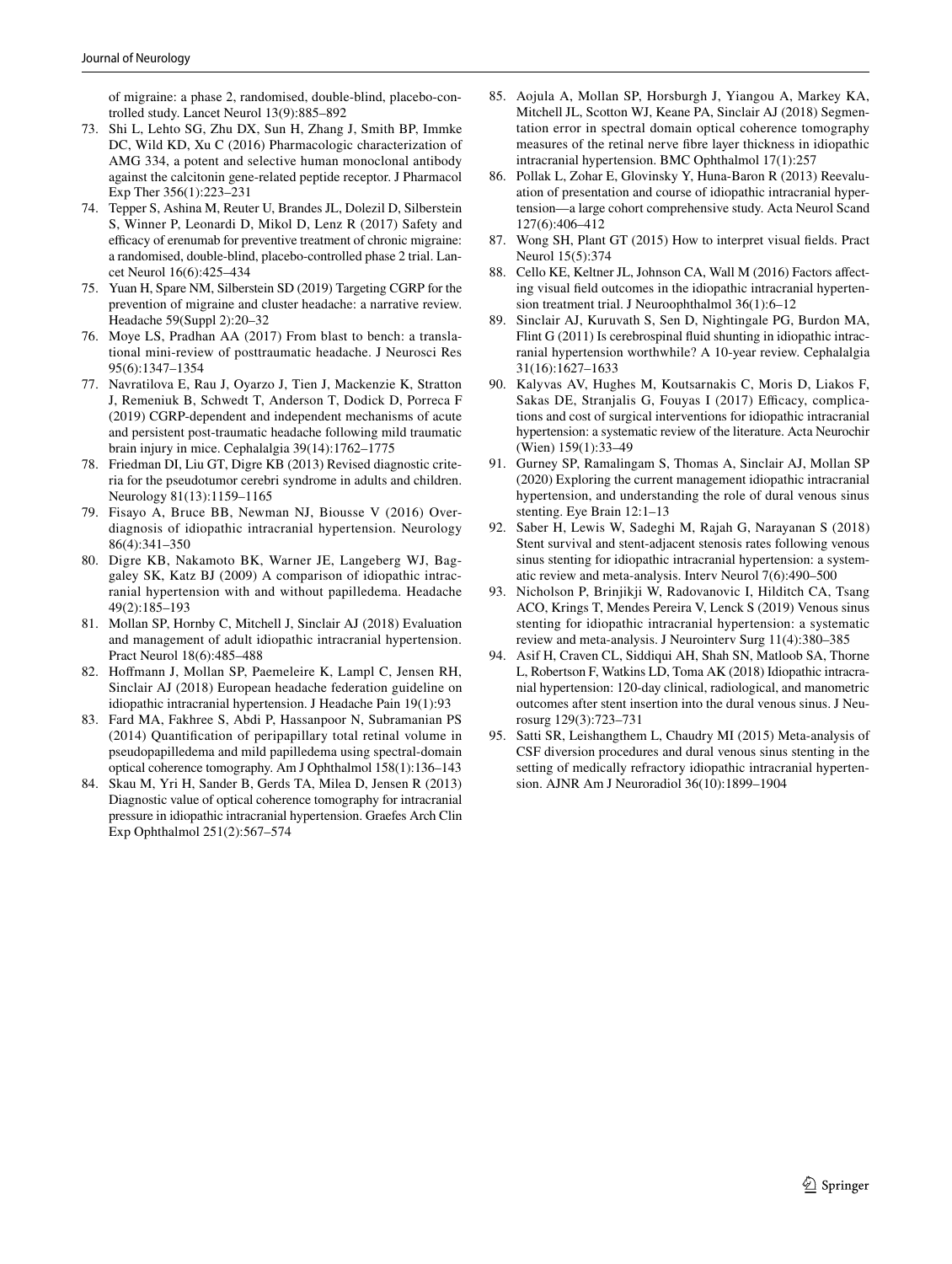of migraine: a phase 2, randomised, double-blind, placebo-controlled study. Lancet Neurol 13(9):885–892

73. Shi L, Lehto SG, Zhu DX, Sun H, Zhang J, Smith BP, Immke DC, Wild KD, Xu C (2016) Pharmacologic characterization of AMG 334, a potent and selective human monoclonal antibody against the calcitonin gene-related peptide receptor. J Pharmacol Exp Ther 356(1):223–231
74. Tepper S, Ashina M, Reuter U, Brandes JL, Dolezil D, Silberstein S, Winner P, Leonardi D, Mikol D, Lenz R (2017) Safety and efficacy of erenumab for preventive treatment of chronic migraine: a randomised, double-blind, placebo-controlled phase 2 trial. Lancet Neurol 16(6):425–434
75. Yuan H, Spare NM, Silberstein SD (2019) Targeting CGRP for the prevention of migraine and cluster headache: a narrative review. Headache 59(Suppl 2):20–32
76. Moye LS, Pradhan AA (2017) From blast to bench: a translational mini-review of posttraumatic headache. J Neurosci Res 95(6):1347–1354
77. Navratilova E, Rau J, Oyarzo J, Tien J, Mackenzie K, Stratton J, Remeniuk B, Schwedt T, Anderson T, Dodick D, Porreca F (2019) CGRP-dependent and independent mechanisms of acute and persistent post-traumatic headache following mild traumatic brain injury in mice. Cephalalgia 39(14):1762–1775
78. Friedman DI, Liu GT, Digre KB (2013) Revised diagnostic criteria for the pseudotumor cerebri syndrome in adults and children. Neurology 81(13):1159–1165
79. Fisayo A, Bruce BB, Newman NJ, Biousse V (2016) Overdiagnosis of idiopathic intracranial hypertension. Neurology 86(4):341–350
80. Digre KB, Nakamoto BK, Warner JE, Langeberg WJ, Baggaley SK, Katz BJ (2009) A comparison of idiopathic intracranial hypertension with and without papilledema. Headache 49(2):185–193
81. Mollan SP, Hornby C, Mitchell J, Sinclair AJ (2018) Evaluation and management of adult idiopathic intracranial hypertension. Pract Neurol 18(6):485–488
82. Hoffmann J, Mollan SP, Paemeleire K, Lampl C, Jensen RH, Sinclair AJ (2018) European headache federation guideline on idiopathic intracranial hypertension. J Headache Pain 19(1):93
83. Fard MA, Fakhree S, Abdi P, Hassanpoor N, Subramanian PS (2014) Quantification of peripapillary total retinal volume in pseudopapilledema and mild papilledema using spectral-domain optical coherence tomography. Am J Ophthalmol 158(1):136–143
84. Skau M, Yri H, Sander B, Gerds TA, Milea D, Jensen R (2013) Diagnostic value of optical coherence tomography for intracranial pressure in idiopathic intracranial hypertension. Graefes Arch Clin Exp Ophthalmol 251(2):567–574
85. Aojula A, Mollan SP, Horsburgh J, Yiangou A, Markey KA, Mitchell JL, Scotton WJ, Keane PA, Sinclair AJ (2018) Segmentation error in spectral domain optical coherence tomography measures of the retinal nerve fibre layer thickness in idiopathic intracranial hypertension. BMC Ophthalmol 17(1):257
86. Pollak L, Zohar E, Glovinsky Y, Huna-Baron R (2013) Reevaluation of presentation and course of idiopathic intracranial hypertension—a large cohort comprehensive study. Acta Neurol Scand 127(6):406–412
87. Wong SH, Plant GT (2015) How to interpret visual fields. Pract Neurol 15(5):374
88. Cello KE, Keltner JL, Johnson CA, Wall M (2016) Factors affecting visual field outcomes in the idiopathic intracranial hypertension treatment trial. J Neuroophthalmol 36(1):6–12
89. Sinclair AJ, Kuruvath S, Sen D, Nightingale PG, Burdon MA, Flint G (2011) Is cerebrospinal fluid shunting in idiopathic intracranial hypertension worthwhile? A 10-year review. Cephalalgia 31(16):1627–1633
90. Kalyvas AV, Hughes M, Koutsarnakis C, Moris D, Liakos F, Sakas DE, Stranjalis G, Fouyas I (2017) Efficacy, complications and cost of surgical interventions for idiopathic intracranial hypertension: a systematic review of the literature. Acta Neurochir (Wien) 159(1):33–49
91. Gurney SP, Ramalingam S, Thomas A, Sinclair AJ, Mollan SP (2020) Exploring the current management idiopathic intracranial hypertension, and understanding the role of dural venous sinus stenting. Eye Brain 12:1–13
92. Saber H, Lewis W, Sadeghi M, Rajah G, Narayanan S (2018) Stent survival and stent-adjacent stenosis rates following venous sinus stenting for idiopathic intracranial hypertension: a systematic review and meta-analysis. Interv Neurol 7(6):490–500
93. Nicholson P, Brinjikji W, Radovanovic I, Hilditch CA, Tsang ACO, Krings T, Mendes Pereira V, Lenck S (2019) Venous sinus stenting for idiopathic intracranial hypertension: a systematic review and meta-analysis. J Neurointerv Surg 11(4):380–385
94. Asif H, Craven CL, Siddiqui AH, Shah SN, Matloob SA, Thorne L, Robertson F, Watkins LD, Toma AK (2018) Idiopathic intracranial hypertension: 120-day clinical, radiological, and manometric outcomes after stent insertion into the dural venous sinus. J Neurosurg 129(3):723–731
95. Satti SR, Leishangthem L, Chaudry MI (2015) Meta-analysis of CSF diversion procedures and dural venous sinus stenting in the setting of medically refractory idiopathic intracranial hypertension. AJNR Am J Neuroradiol 36(10):1899–1904